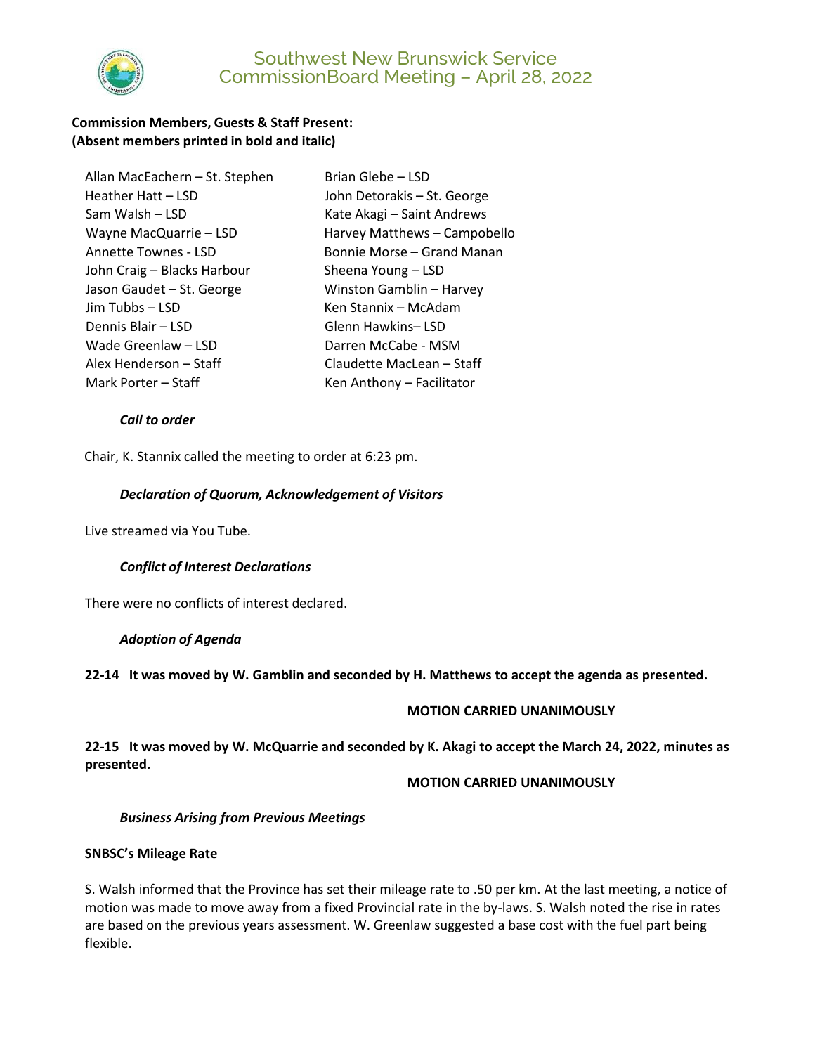# Southwest New Brunswick Service CommissionBoard Meeting – April 28, 2022

**Commission Members, Guests & Staff Present:**
**(Absent members printed in bold and italic)**

Allan MacEachern – St. Stephen
Heather Hatt – LSD
Sam Walsh – LSD
Wayne MacQuarrie – LSD
Annette Townes - LSD
John Craig – Blacks Harbour
Jason Gaudet – St. George
Jim Tubbs – LSD
Dennis Blair – LSD
Wade Greenlaw – LSD
Alex Henderson – Staff
Mark Porter – Staff
Brian Glebe – LSD
John Detorakis – St. George
Kate Akagi – Saint Andrews
Harvey Matthews – Campobello
Bonnie Morse – Grand Manan
Sheena Young – LSD
Winston Gamblin – Harvey
Ken Stannix – McAdam
Glenn Hawkins– LSD
Darren McCabe - MSM
Claudette MacLean – Staff
Ken Anthony – Facilitator

***Call to order***

Chair, K. Stannix called the meeting to order at 6:23 pm.

***Declaration of Quorum, Acknowledgement of Visitors***

Live streamed via You Tube.

***Conflict of Interest Declarations***

There were no conflicts of interest declared.

***Adoption of Agenda***

**22-14 It was moved by W. Gamblin and seconded by H. Matthews to accept the agenda as presented.**

**MOTION CARRIED UNANIMOUSLY**

**22-15 It was moved by W. McQuarrie and seconded by K. Akagi to accept the March 24, 2022, minutes as presented.**

**MOTION CARRIED UNANIMOUSLY**

***Business Arising from Previous Meetings***

**SNBSC's Mileage Rate**

S. Walsh informed that the Province has set their mileage rate to .50 per km. At the last meeting, a notice of motion was made to move away from a fixed Provincial rate in the by-laws. S. Walsh noted the rise in rates are based on the previous years assessment. W. Greenlaw suggested a base cost with the fuel part being flexible.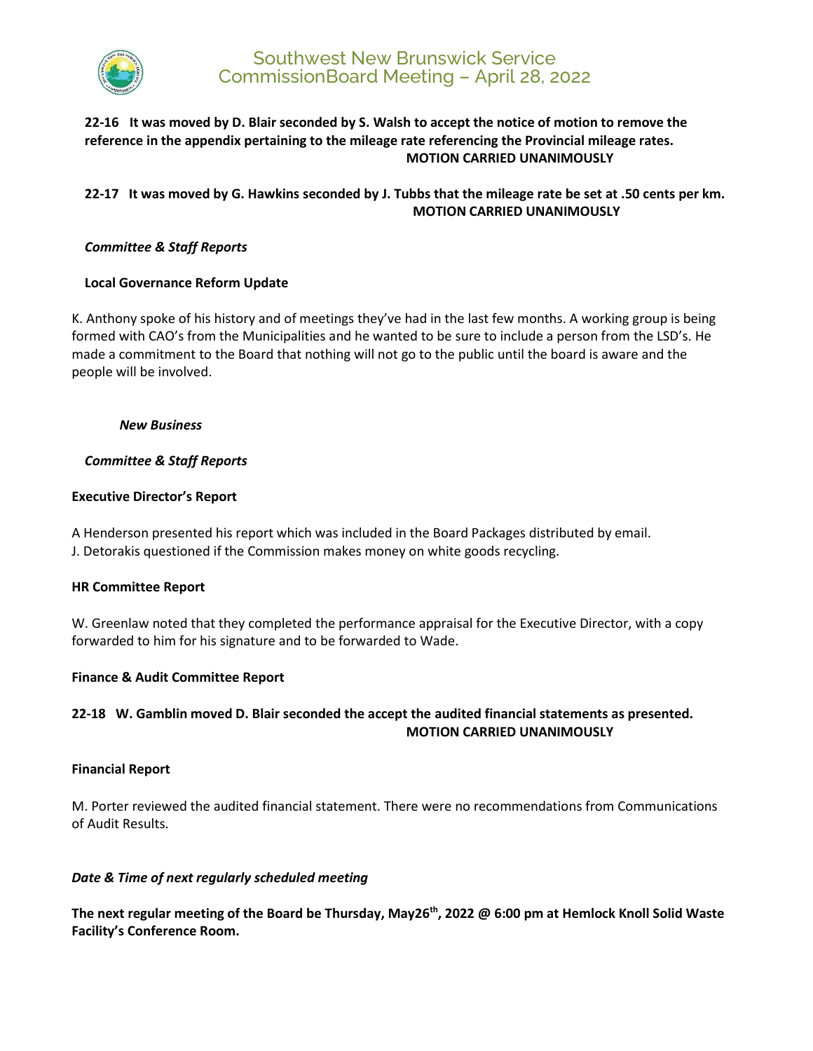**22-16 It was moved by D. Blair seconded by S. Walsh to accept the notice of motion to remove the reference in the appendix pertaining to the mileage rate referencing the Provincial mileage rates.**
**MOTION CARRIED UNANIMOUSLY**

**22-17 It was moved by G. Hawkins seconded by J. Tubbs that the mileage rate be set at .50 cents per km.**
**MOTION CARRIED UNANIMOUSLY**

***Committee & Staff Reports***

**Local Governance Reform Update**

K. Anthony spoke of his history and of meetings they've had in the last few months. A working group is being formed with CAO's from the Municipalities and he wanted to be sure to include a person from the LSD's. He made a commitment to the Board that nothing will not go to the public until the board is aware and the people will be involved.

***New Business***

***Committee & Staff Reports***

**Executive Director's Report**

A Henderson presented his report which was included in the Board Packages distributed by email.
J. Detorakis questioned if the Commission makes money on white goods recycling.

**HR Committee Report**

W. Greenlaw noted that they completed the performance appraisal for the Executive Director, with a copy forwarded to him for his signature and to be forwarded to Wade.

**Finance & Audit Committee Report**

**22-18 W. Gamblin moved D. Blair seconded the accept the audited financial statements as presented.**
**MOTION CARRIED UNANIMOUSLY**

**Financial Report**

M. Porter reviewed the audited financial statement. There were no recommendations from Communications of Audit Results.

***Date & Time of next regularly scheduled meeting***

**The next regular meeting of the Board be Thursday, May26th, 2022 @ 6:00 pm at Hemlock Knoll Solid Waste Facility's Conference Room.**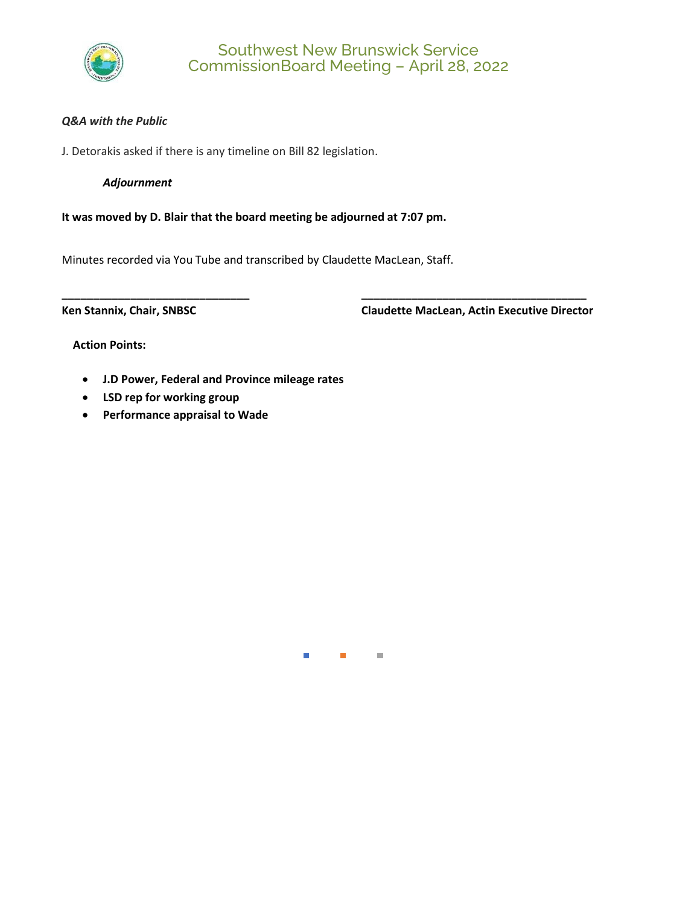*Q&A with the Public*

J. Detorakis asked if there is any timeline on Bill 82 legislation.

*Adjournment*

**It was moved by D. Blair that the board meeting be adjourned at 7:07 pm.**

Minutes recorded via You Tube and transcribed by Claudette MacLean, Staff.

______________________________ ____________________________________

**Ken Stannix, Chair, SNBSC** **Claudette MacLean, Actin Executive Director**

**Action Points:**

- **J.D Power, Federal and Province mileage rates**
- **LSD rep for working group**
- **Performance appraisal to Wade**